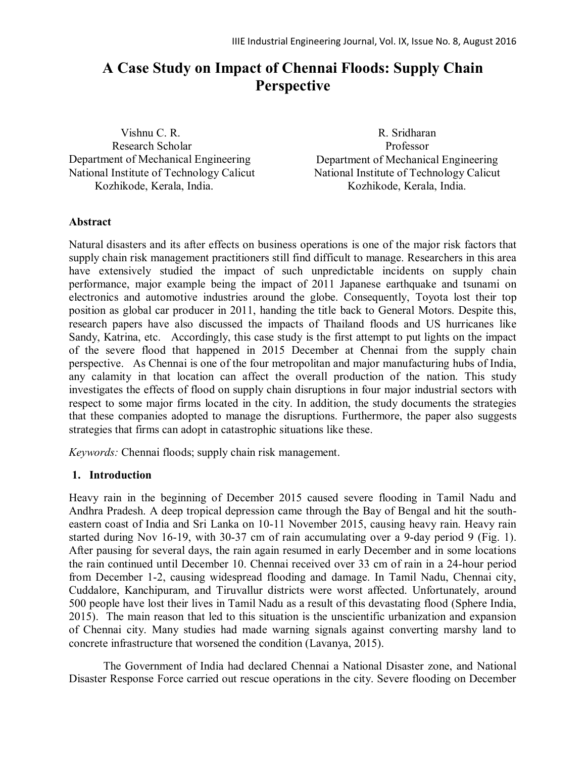# A Case Study on Impact of Chennai Floods: Supply Chain Perspective

Vishnu C. R.
Research Scholar
Department of Mechanical Engineering
National Institute of Technology Calicut
Kozhikode, Kerala, India.

R. Sridharan
Professor
Department of Mechanical Engineering
National Institute of Technology Calicut
Kozhikode, Kerala, India.

**Abstract**

Natural disasters and its after effects on business operations is one of the major risk factors that supply chain risk management practitioners still find difficult to manage. Researchers in this area have extensively studied the impact of such unpredictable incidents on supply chain performance, major example being the impact of 2011 Japanese earthquake and tsunami on electronics and automotive industries around the globe. Consequently, Toyota lost their top position as global car producer in 2011, handing the title back to General Motors. Despite this, research papers have also discussed the impacts of Thailand floods and US hurricanes like Sandy, Katrina, etc. Accordingly, this case study is the first attempt to put lights on the impact of the severe flood that happened in 2015 December at Chennai from the supply chain perspective. As Chennai is one of the four metropolitan and major manufacturing hubs of India, any calamity in that location can affect the overall production of the nation. This study investigates the effects of flood on supply chain disruptions in four major industrial sectors with respect to some major firms located in the city. In addition, the study documents the strategies that these companies adopted to manage the disruptions. Furthermore, the paper also suggests strategies that firms can adopt in catastrophic situations like these.

*Keywords:* Chennai floods; supply chain risk management.

## 1. Introduction

Heavy rain in the beginning of December 2015 caused severe flooding in Tamil Nadu and Andhra Pradesh. A deep tropical depression came through the Bay of Bengal and hit the south-eastern coast of India and Sri Lanka on 10-11 November 2015, causing heavy rain. Heavy rain started during Nov 16-19, with 30-37 cm of rain accumulating over a 9-day period 9 (Fig. 1). After pausing for several days, the rain again resumed in early December and in some locations the rain continued until December 10. Chennai received over 33 cm of rain in a 24-hour period from December 1-2, causing widespread flooding and damage. In Tamil Nadu, Chennai city, Cuddalore, Kanchipuram, and Tiruvallur districts were worst affected. Unfortunately, around 500 people have lost their lives in Tamil Nadu as a result of this devastating flood (Sphere India, 2015). The main reason that led to this situation is the unscientific urbanization and expansion of Chennai city. Many studies had made warning signals against converting marshy land to concrete infrastructure that worsened the condition (Lavanya, 2015).

The Government of India had declared Chennai a National Disaster zone, and National Disaster Response Force carried out rescue operations in the city. Severe flooding on December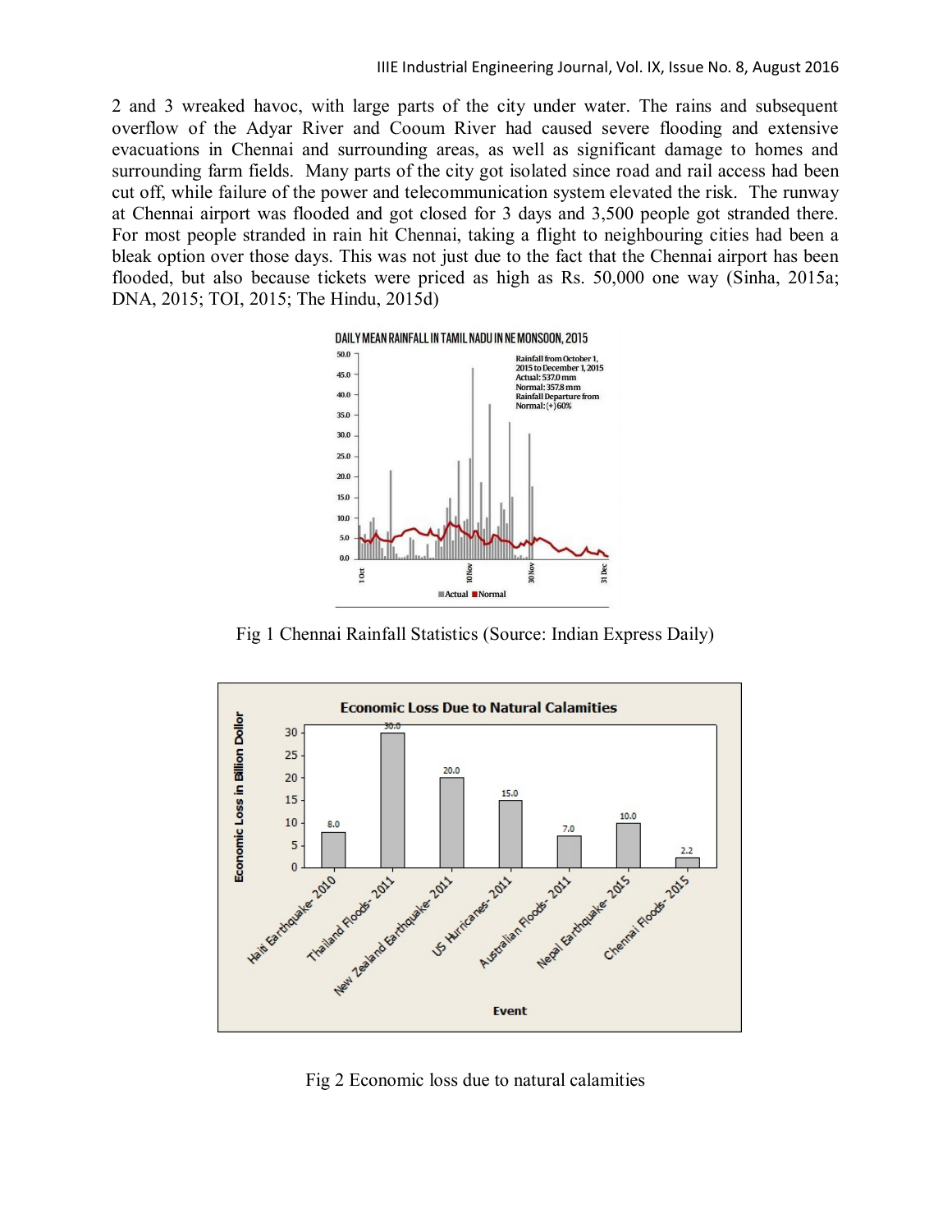2 and 3 wreaked havoc, with large parts of the city under water. The rains and subsequent overflow of the Adyar River and Cooum River had caused severe flooding and extensive evacuations in Chennai and surrounding areas, as well as significant damage to homes and surrounding farm fields. Many parts of the city got isolated since road and rail access had been cut off, while failure of the power and telecommunication system elevated the risk. The runway at Chennai airport was flooded and got closed for 3 days and 3,500 people got stranded there. For most people stranded in rain hit Chennai, taking a flight to neighbouring cities had been a bleak option over those days. This was not just due to the fact that the Chennai airport has been flooded, but also because tickets were priced as high as Rs. 50,000 one way (Sinha, 2015a; DNA, 2015; TOI, 2015; The Hindu, 2015d)

Fig 1 Chennai Rainfall Statistics (Source: Indian Express Daily)

Fig 2 Economic loss due to natural calamities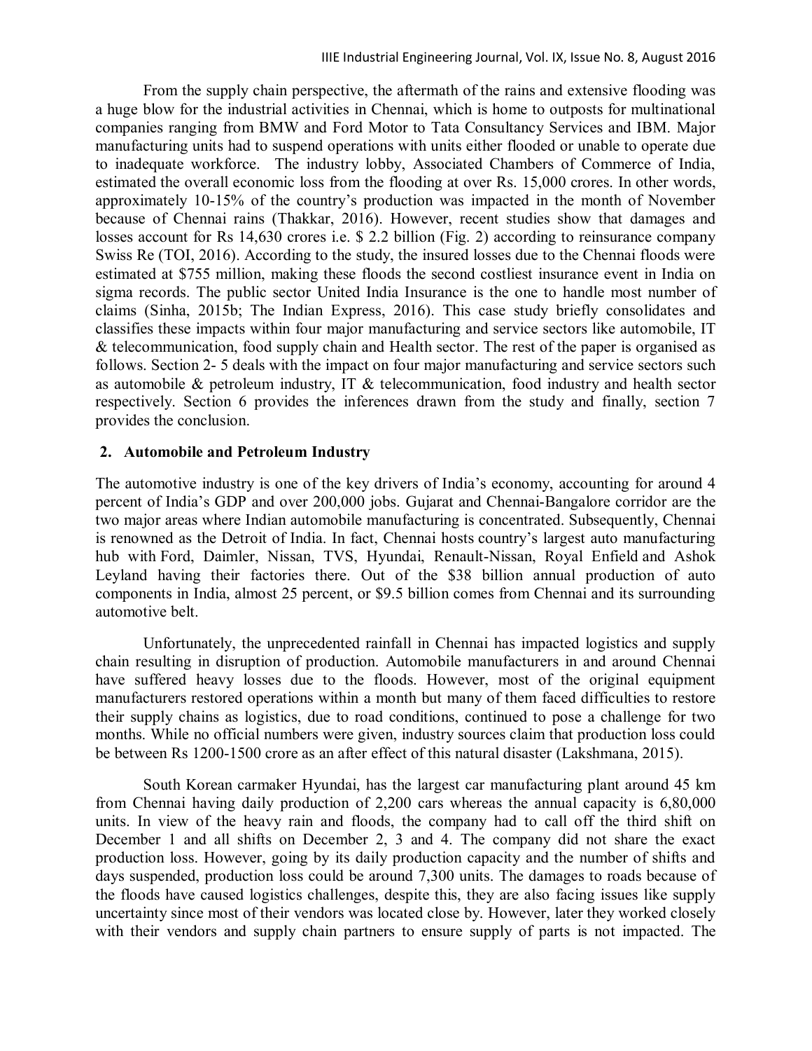From the supply chain perspective, the aftermath of the rains and extensive flooding was a huge blow for the industrial activities in Chennai, which is home to outposts for multinational companies ranging from BMW and Ford Motor to Tata Consultancy Services and IBM. Major manufacturing units had to suspend operations with units either flooded or unable to operate due to inadequate workforce. The industry lobby, Associated Chambers of Commerce of India, estimated the overall economic loss from the flooding at over Rs. 15,000 crores. In other words, approximately 10-15% of the country's production was impacted in the month of November because of Chennai rains (Thakkar, 2016). However, recent studies show that damages and losses account for Rs 14,630 crores i.e. \$ 2.2 billion (Fig. 2) according to reinsurance company Swiss Re (TOI, 2016). According to the study, the insured losses due to the Chennai floods were estimated at \$755 million, making these floods the second costliest insurance event in India on sigma records. The public sector United India Insurance is the one to handle most number of claims (Sinha, 2015b; The Indian Express, 2016). This case study briefly consolidates and classifies these impacts within four major manufacturing and service sectors like automobile, IT & telecommunication, food supply chain and Health sector. The rest of the paper is organised as follows. Section 2- 5 deals with the impact on four major manufacturing and service sectors such as automobile & petroleum industry, IT & telecommunication, food industry and health sector respectively. Section 6 provides the inferences drawn from the study and finally, section 7 provides the conclusion.

## 2. Automobile and Petroleum Industry

The automotive industry is one of the key drivers of India's economy, accounting for around 4 percent of India's GDP and over 200,000 jobs. Gujarat and Chennai-Bangalore corridor are the two major areas where Indian automobile manufacturing is concentrated. Subsequently, Chennai is renowned as the Detroit of India. In fact, Chennai hosts country's largest auto manufacturing hub with Ford, Daimler, Nissan, TVS, Hyundai, Renault-Nissan, Royal Enfield and Ashok Leyland having their factories there. Out of the \$38 billion annual production of auto components in India, almost 25 percent, or \$9.5 billion comes from Chennai and its surrounding automotive belt.

Unfortunately, the unprecedented rainfall in Chennai has impacted logistics and supply chain resulting in disruption of production. Automobile manufacturers in and around Chennai have suffered heavy losses due to the floods. However, most of the original equipment manufacturers restored operations within a month but many of them faced difficulties to restore their supply chains as logistics, due to road conditions, continued to pose a challenge for two months. While no official numbers were given, industry sources claim that production loss could be between Rs 1200-1500 crore as an after effect of this natural disaster (Lakshmana, 2015).

South Korean carmaker Hyundai, has the largest car manufacturing plant around 45 km from Chennai having daily production of 2,200 cars whereas the annual capacity is 6,80,000 units. In view of the heavy rain and floods, the company had to call off the third shift on December 1 and all shifts on December 2, 3 and 4. The company did not share the exact production loss. However, going by its daily production capacity and the number of shifts and days suspended, production loss could be around 7,300 units. The damages to roads because of the floods have caused logistics challenges, despite this, they are also facing issues like supply uncertainty since most of their vendors was located close by. However, later they worked closely with their vendors and supply chain partners to ensure supply of parts is not impacted. The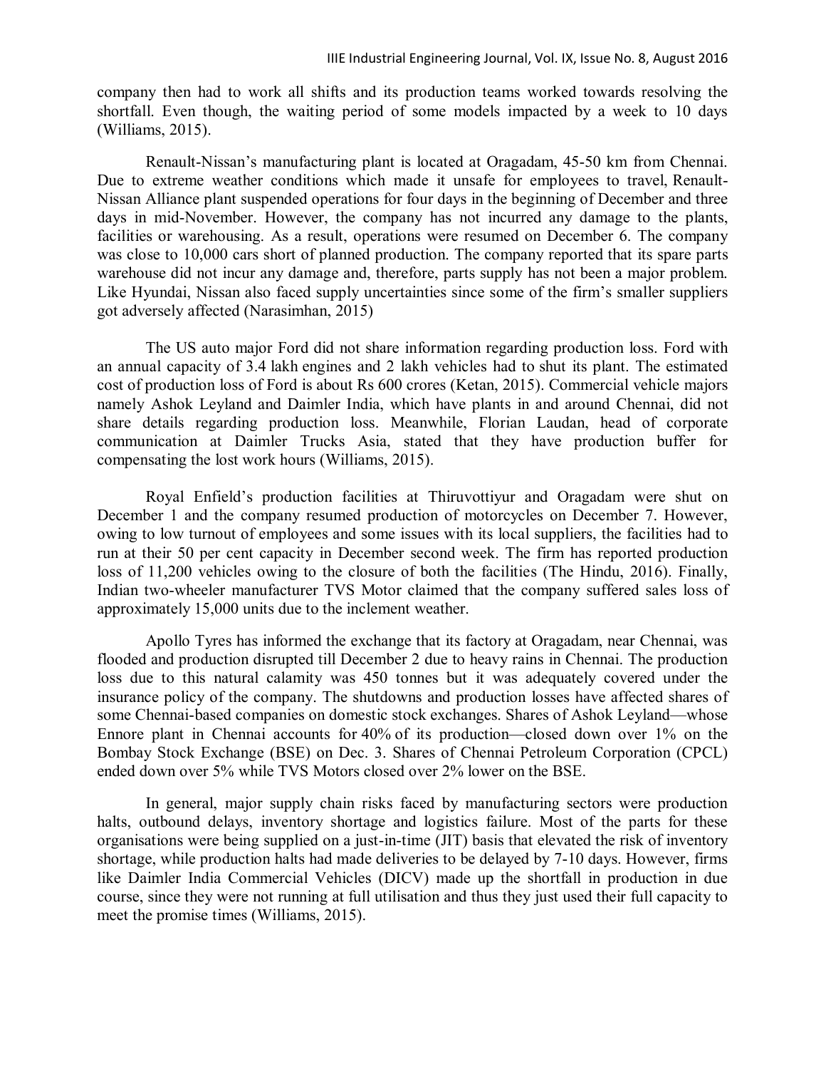company then had to work all shifts and its production teams worked towards resolving the shortfall. Even though, the waiting period of some models impacted by a week to 10 days (Williams, 2015).

Renault-Nissan's manufacturing plant is located at Oragadam, 45-50 km from Chennai. Due to extreme weather conditions which made it unsafe for employees to travel, Renault-Nissan Alliance plant suspended operations for four days in the beginning of December and three days in mid-November. However, the company has not incurred any damage to the plants, facilities or warehousing. As a result, operations were resumed on December 6. The company was close to 10,000 cars short of planned production. The company reported that its spare parts warehouse did not incur any damage and, therefore, parts supply has not been a major problem. Like Hyundai, Nissan also faced supply uncertainties since some of the firm's smaller suppliers got adversely affected (Narasimhan, 2015)

The US auto major Ford did not share information regarding production loss. Ford with an annual capacity of 3.4 lakh engines and 2 lakh vehicles had to shut its plant. The estimated cost of production loss of Ford is about Rs 600 crores (Ketan, 2015). Commercial vehicle majors namely Ashok Leyland and Daimler India, which have plants in and around Chennai, did not share details regarding production loss. Meanwhile, Florian Laudan, head of corporate communication at Daimler Trucks Asia, stated that they have production buffer for compensating the lost work hours (Williams, 2015).

Royal Enfield's production facilities at Thiruvottiyur and Oragadam were shut on December 1 and the company resumed production of motorcycles on December 7. However, owing to low turnout of employees and some issues with its local suppliers, the facilities had to run at their 50 per cent capacity in December second week. The firm has reported production loss of 11,200 vehicles owing to the closure of both the facilities (The Hindu, 2016). Finally, Indian two-wheeler manufacturer TVS Motor claimed that the company suffered sales loss of approximately 15,000 units due to the inclement weather.

Apollo Tyres has informed the exchange that its factory at Oragadam, near Chennai, was flooded and production disrupted till December 2 due to heavy rains in Chennai. The production loss due to this natural calamity was 450 tonnes but it was adequately covered under the insurance policy of the company. The shutdowns and production losses have affected shares of some Chennai-based companies on domestic stock exchanges. Shares of Ashok Leyland—whose Ennore plant in Chennai accounts for 40% of its production—closed down over 1% on the Bombay Stock Exchange (BSE) on Dec. 3. Shares of Chennai Petroleum Corporation (CPCL) ended down over 5% while TVS Motors closed over 2% lower on the BSE.

In general, major supply chain risks faced by manufacturing sectors were production halts, outbound delays, inventory shortage and logistics failure. Most of the parts for these organisations were being supplied on a just-in-time (JIT) basis that elevated the risk of inventory shortage, while production halts had made deliveries to be delayed by 7-10 days. However, firms like Daimler India Commercial Vehicles (DICV) made up the shortfall in production in due course, since they were not running at full utilisation and thus they just used their full capacity to meet the promise times (Williams, 2015).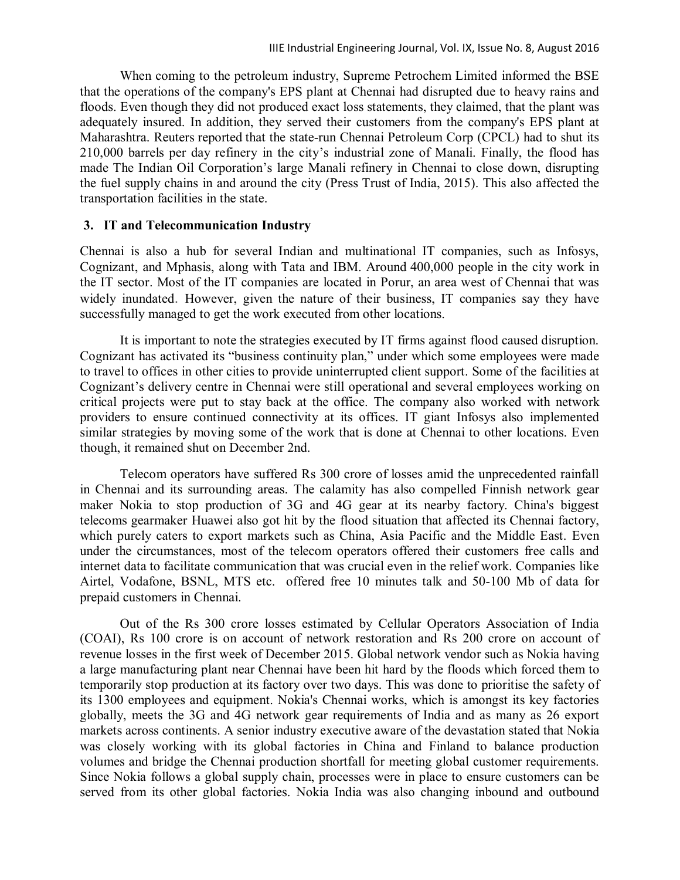When coming to the petroleum industry, Supreme Petrochem Limited informed the BSE that the operations of the company's EPS plant at Chennai had disrupted due to heavy rains and floods. Even though they did not produced exact loss statements, they claimed, that the plant was adequately insured. In addition, they served their customers from the company's EPS plant at Maharashtra. Reuters reported that the state-run Chennai Petroleum Corp (CPCL) had to shut its 210,000 barrels per day refinery in the city's industrial zone of Manali. Finally, the flood has made The Indian Oil Corporation's large Manali refinery in Chennai to close down, disrupting the fuel supply chains in and around the city (Press Trust of India, 2015). This also affected the transportation facilities in the state.

## 3. IT and Telecommunication Industry

Chennai is also a hub for several Indian and multinational IT companies, such as Infosys, Cognizant, and Mphasis, along with Tata and IBM. Around 400,000 people in the city work in the IT sector. Most of the IT companies are located in Porur, an area west of Chennai that was widely inundated. However, given the nature of their business, IT companies say they have successfully managed to get the work executed from other locations.

It is important to note the strategies executed by IT firms against flood caused disruption. Cognizant has activated its "business continuity plan," under which some employees were made to travel to offices in other cities to provide uninterrupted client support. Some of the facilities at Cognizant's delivery centre in Chennai were still operational and several employees working on critical projects were put to stay back at the office. The company also worked with network providers to ensure continued connectivity at its offices. IT giant Infosys also implemented similar strategies by moving some of the work that is done at Chennai to other locations. Even though, it remained shut on December 2nd.

Telecom operators have suffered Rs 300 crore of losses amid the unprecedented rainfall in Chennai and its surrounding areas. The calamity has also compelled Finnish network gear maker Nokia to stop production of 3G and 4G gear at its nearby factory. China's biggest telecoms gearmaker Huawei also got hit by the flood situation that affected its Chennai factory, which purely caters to export markets such as China, Asia Pacific and the Middle East. Even under the circumstances, most of the telecom operators offered their customers free calls and internet data to facilitate communication that was crucial even in the relief work. Companies like Airtel, Vodafone, BSNL, MTS etc. offered free 10 minutes talk and 50-100 Mb of data for prepaid customers in Chennai.

Out of the Rs 300 crore losses estimated by Cellular Operators Association of India (COAI), Rs 100 crore is on account of network restoration and Rs 200 crore on account of revenue losses in the first week of December 2015. Global network vendor such as Nokia having a large manufacturing plant near Chennai have been hit hard by the floods which forced them to temporarily stop production at its factory over two days. This was done to prioritise the safety of its 1300 employees and equipment. Nokia's Chennai works, which is amongst its key factories globally, meets the 3G and 4G network gear requirements of India and as many as 26 export markets across continents. A senior industry executive aware of the devastation stated that Nokia was closely working with its global factories in China and Finland to balance production volumes and bridge the Chennai production shortfall for meeting global customer requirements. Since Nokia follows a global supply chain, processes were in place to ensure customers can be served from its other global factories. Nokia India was also changing inbound and outbound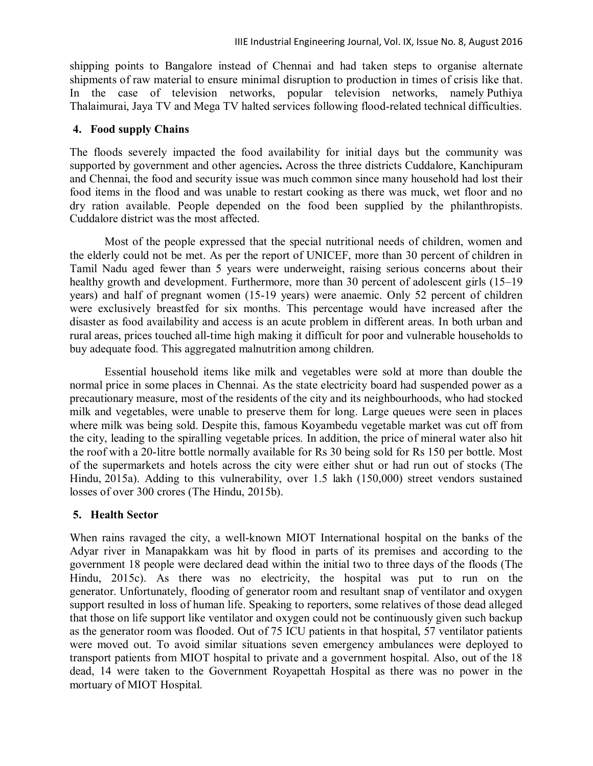shipping points to Bangalore instead of Chennai and had taken steps to organise alternate shipments of raw material to ensure minimal disruption to production in times of crisis like that. In the case of television networks, popular television networks, namely Puthiya Thalaimurai, Jaya TV and Mega TV halted services following flood-related technical difficulties.

## 4. Food supply Chains

The floods severely impacted the food availability for initial days but the community was supported by government and other agencies**.** Across the three districts Cuddalore, Kanchipuram and Chennai, the food and security issue was much common since many household had lost their food items in the flood and was unable to restart cooking as there was muck, wet floor and no dry ration available. People depended on the food been supplied by the philanthropists. Cuddalore district was the most affected.

Most of the people expressed that the special nutritional needs of children, women and the elderly could not be met. As per the report of UNICEF, more than 30 percent of children in Tamil Nadu aged fewer than 5 years were underweight, raising serious concerns about their healthy growth and development. Furthermore, more than 30 percent of adolescent girls (15–19 years) and half of pregnant women (15-19 years) were anaemic. Only 52 percent of children were exclusively breastfed for six months. This percentage would have increased after the disaster as food availability and access is an acute problem in different areas. In both urban and rural areas, prices touched all-time high making it difficult for poor and vulnerable households to buy adequate food. This aggregated malnutrition among children.

Essential household items like milk and vegetables were sold at more than double the normal price in some places in Chennai. As the state electricity board had suspended power as a precautionary measure, most of the residents of the city and its neighbourhoods, who had stocked milk and vegetables, were unable to preserve them for long. Large queues were seen in places where milk was being sold. Despite this, famous Koyambedu vegetable market was cut off from the city, leading to the spiralling vegetable prices. In addition, the price of mineral water also hit the roof with a 20-litre bottle normally available for Rs 30 being sold for Rs 150 per bottle. Most of the supermarkets and hotels across the city were either shut or had run out of stocks (The Hindu, 2015a). Adding to this vulnerability, over 1.5 lakh (150,000) street vendors sustained losses of over 300 crores (The Hindu, 2015b).

## 5. Health Sector

When rains ravaged the city, a well-known MIOT International hospital on the banks of the Adyar river in Manapakkam was hit by flood in parts of its premises and according to the government 18 people were declared dead within the initial two to three days of the floods (The Hindu, 2015c). As there was no electricity, the hospital was put to run on the generator. Unfortunately, flooding of generator room and resultant snap of ventilator and oxygen support resulted in loss of human life. Speaking to reporters, some relatives of those dead alleged that those on life support like ventilator and oxygen could not be continuously given such backup as the generator room was flooded. Out of 75 ICU patients in that hospital, 57 ventilator patients were moved out. To avoid similar situations seven emergency ambulances were deployed to transport patients from MIOT hospital to private and a government hospital. Also, out of the 18 dead, 14 were taken to the Government Royapettah Hospital as there was no power in the mortuary of MIOT Hospital.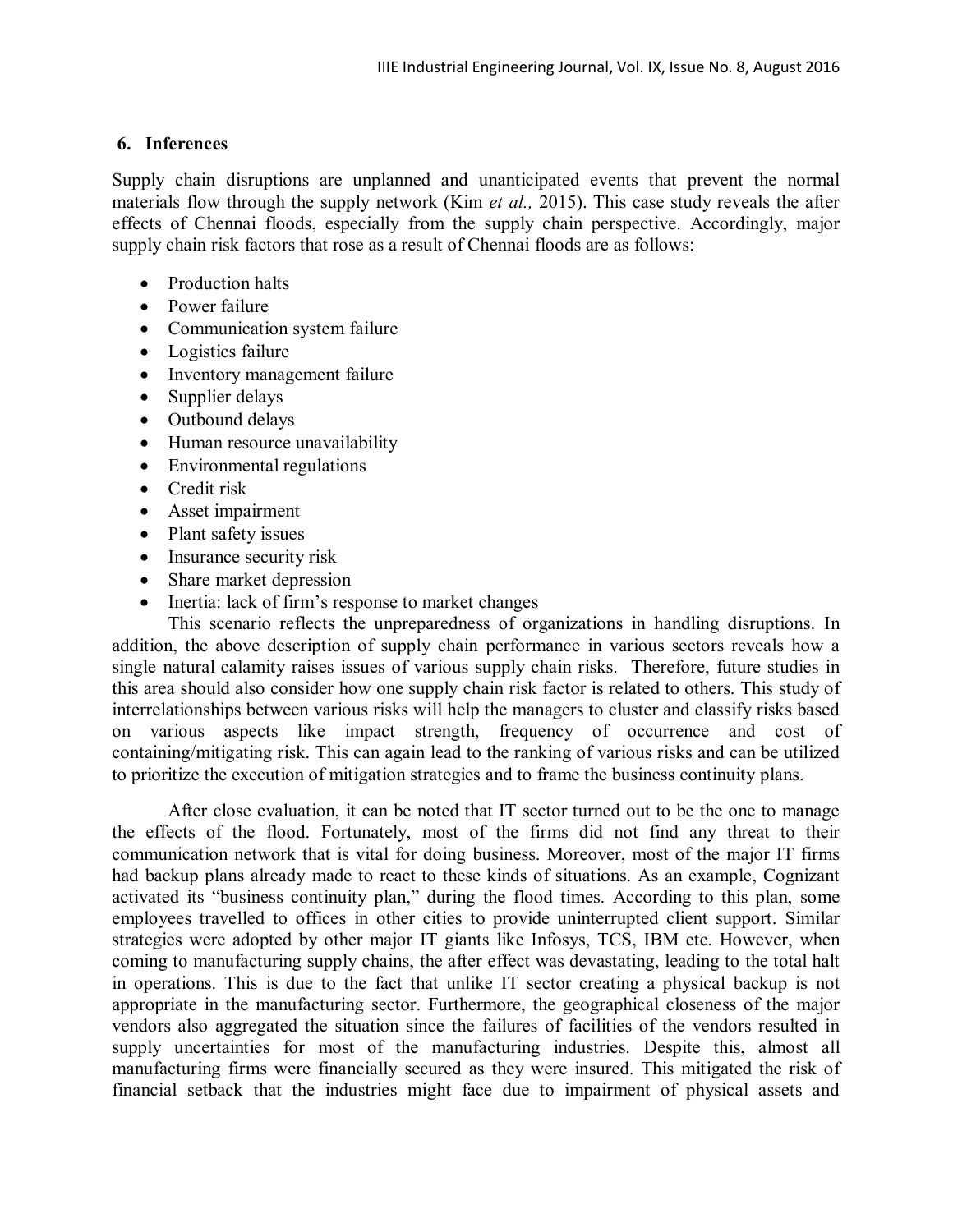## 6. Inferences

Supply chain disruptions are unplanned and unanticipated events that prevent the normal materials flow through the supply network (Kim *et al.,* 2015). This case study reveals the after effects of Chennai floods, especially from the supply chain perspective. Accordingly, major supply chain risk factors that rose as a result of Chennai floods are as follows:

- Production halts
- Power failure
- Communication system failure
- Logistics failure
- Inventory management failure
- Supplier delays
- Outbound delays
- Human resource unavailability
- Environmental regulations
- Credit risk
- Asset impairment
- Plant safety issues
- Insurance security risk
- Share market depression
- Inertia: lack of firm's response to market changes

This scenario reflects the unpreparedness of organizations in handling disruptions. In addition, the above description of supply chain performance in various sectors reveals how a single natural calamity raises issues of various supply chain risks. Therefore, future studies in this area should also consider how one supply chain risk factor is related to others. This study of interrelationships between various risks will help the managers to cluster and classify risks based on various aspects like impact strength, frequency of occurrence and cost of containing/mitigating risk. This can again lead to the ranking of various risks and can be utilized to prioritize the execution of mitigation strategies and to frame the business continuity plans.

After close evaluation, it can be noted that IT sector turned out to be the one to manage the effects of the flood. Fortunately, most of the firms did not find any threat to their communication network that is vital for doing business. Moreover, most of the major IT firms had backup plans already made to react to these kinds of situations. As an example, Cognizant activated its "business continuity plan," during the flood times. According to this plan, some employees travelled to offices in other cities to provide uninterrupted client support. Similar strategies were adopted by other major IT giants like Infosys, TCS, IBM etc. However, when coming to manufacturing supply chains, the after effect was devastating, leading to the total halt in operations. This is due to the fact that unlike IT sector creating a physical backup is not appropriate in the manufacturing sector. Furthermore, the geographical closeness of the major vendors also aggregated the situation since the failures of facilities of the vendors resulted in supply uncertainties for most of the manufacturing industries. Despite this, almost all manufacturing firms were financially secured as they were insured. This mitigated the risk of financial setback that the industries might face due to impairment of physical assets and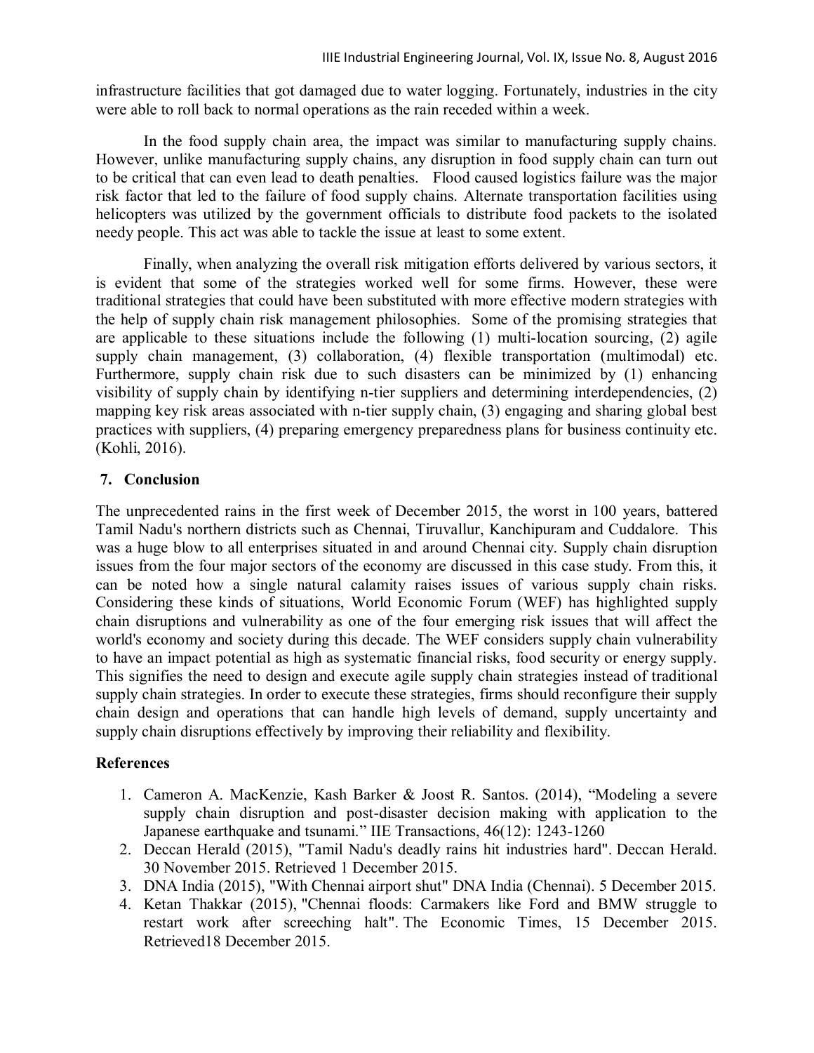infrastructure facilities that got damaged due to water logging. Fortunately, industries in the city were able to roll back to normal operations as the rain receded within a week.

In the food supply chain area, the impact was similar to manufacturing supply chains. However, unlike manufacturing supply chains, any disruption in food supply chain can turn out to be critical that can even lead to death penalties. Flood caused logistics failure was the major risk factor that led to the failure of food supply chains. Alternate transportation facilities using helicopters was utilized by the government officials to distribute food packets to the isolated needy people. This act was able to tackle the issue at least to some extent.

Finally, when analyzing the overall risk mitigation efforts delivered by various sectors, it is evident that some of the strategies worked well for some firms. However, these were traditional strategies that could have been substituted with more effective modern strategies with the help of supply chain risk management philosophies. Some of the promising strategies that are applicable to these situations include the following (1) multi-location sourcing, (2) agile supply chain management, (3) collaboration, (4) flexible transportation (multimodal) etc. Furthermore, supply chain risk due to such disasters can be minimized by (1) enhancing visibility of supply chain by identifying n-tier suppliers and determining interdependencies, (2) mapping key risk areas associated with n-tier supply chain, (3) engaging and sharing global best practices with suppliers, (4) preparing emergency preparedness plans for business continuity etc. (Kohli, 2016).

## 7. Conclusion

The unprecedented rains in the first week of December 2015, the worst in 100 years, battered Tamil Nadu's northern districts such as Chennai, Tiruvallur, Kanchipuram and Cuddalore. This was a huge blow to all enterprises situated in and around Chennai city. Supply chain disruption issues from the four major sectors of the economy are discussed in this case study. From this, it can be noted how a single natural calamity raises issues of various supply chain risks. Considering these kinds of situations, World Economic Forum (WEF) has highlighted supply chain disruptions and vulnerability as one of the four emerging risk issues that will affect the world's economy and society during this decade. The WEF considers supply chain vulnerability to have an impact potential as high as systematic financial risks, food security or energy supply. This signifies the need to design and execute agile supply chain strategies instead of traditional supply chain strategies. In order to execute these strategies, firms should reconfigure their supply chain design and operations that can handle high levels of demand, supply uncertainty and supply chain disruptions effectively by improving their reliability and flexibility.

## References

1. Cameron A. MacKenzie, Kash Barker & Joost R. Santos. (2014), "Modeling a severe supply chain disruption and post-disaster decision making with application to the Japanese earthquake and tsunami." IIE Transactions, 46(12): 1243-1260
2. Deccan Herald (2015), "Tamil Nadu's deadly rains hit industries hard". Deccan Herald. 30 November 2015. Retrieved 1 December 2015.
3. DNA India (2015), "With Chennai airport shut" DNA India (Chennai). 5 December 2015.
4. Ketan Thakkar (2015), "Chennai floods: Carmakers like Ford and BMW struggle to restart work after screeching halt". The Economic Times, 15 December 2015. Retrieved18 December 2015.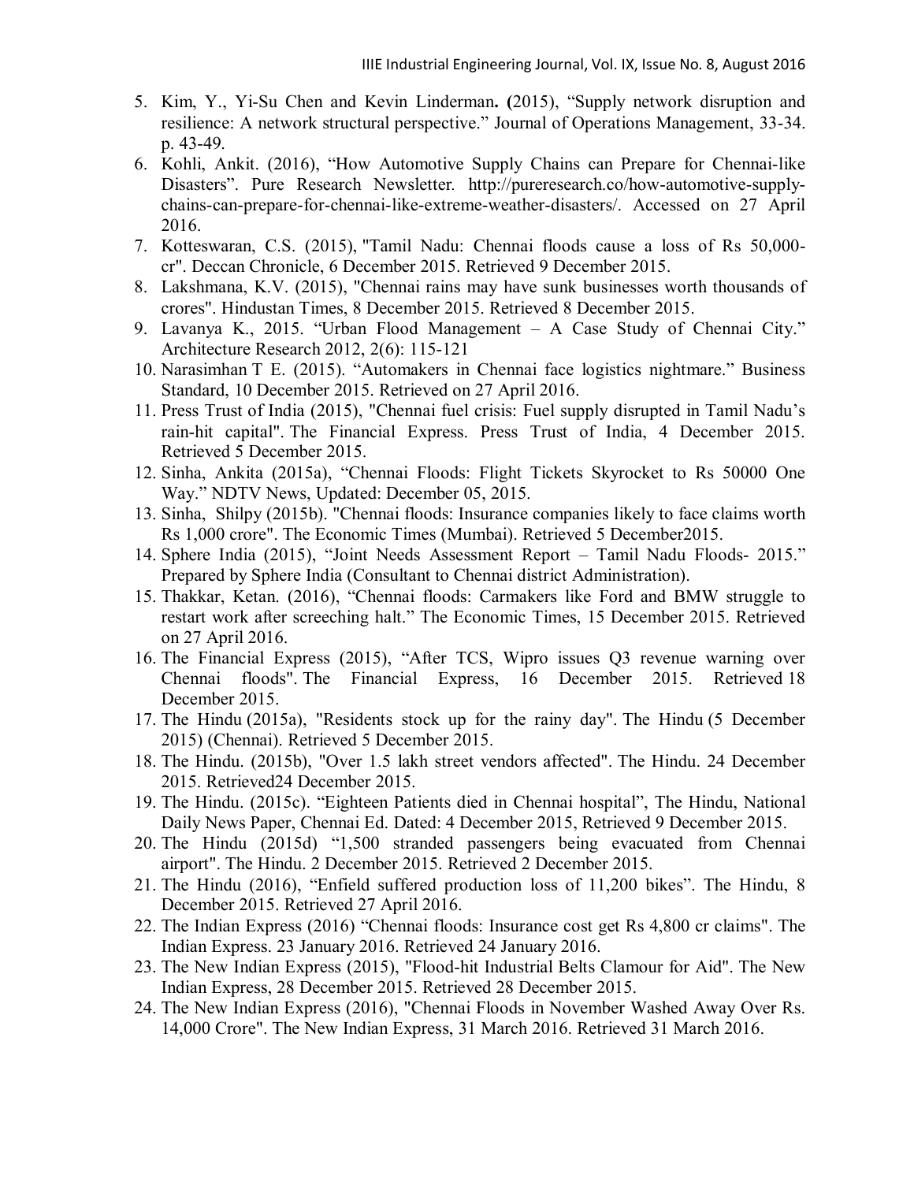5. Kim, Y., Yi-Su Chen and Kevin Linderman**. (**2015), "Supply network disruption and resilience: A network structural perspective." Journal of Operations Management, 33-34. p. 43-49.
6. Kohli, Ankit. (2016), "How Automotive Supply Chains can Prepare for Chennai-like Disasters". Pure Research Newsletter. http://pureresearch.co/how-automotive-supply-chains-can-prepare-for-chennai-like-extreme-weather-disasters/. Accessed on 27 April 2016.
7. Kotteswaran, C.S. (2015), "Tamil Nadu: Chennai floods cause a loss of Rs 50,000-cr". Deccan Chronicle, 6 December 2015. Retrieved 9 December 2015.
8. Lakshmana, K.V. (2015), "Chennai rains may have sunk businesses worth thousands of crores". Hindustan Times, 8 December 2015. Retrieved 8 December 2015.
9. Lavanya K., 2015. "Urban Flood Management – A Case Study of Chennai City." Architecture Research 2012, 2(6): 115-121
10. Narasimhan T E. (2015). "Automakers in Chennai face logistics nightmare." Business Standard, 10 December 2015. Retrieved on 27 April 2016.
11. Press Trust of India (2015), "Chennai fuel crisis: Fuel supply disrupted in Tamil Nadu's rain-hit capital". The Financial Express. Press Trust of India, 4 December 2015. Retrieved 5 December 2015.
12. Sinha, Ankita (2015a), "Chennai Floods: Flight Tickets Skyrocket to Rs 50000 One Way." NDTV News, Updated: December 05, 2015.
13. Sinha, Shilpy (2015b). "Chennai floods: Insurance companies likely to face claims worth Rs 1,000 crore". The Economic Times (Mumbai). Retrieved 5 December2015.
14. Sphere India (2015), "Joint Needs Assessment Report – Tamil Nadu Floods- 2015." Prepared by Sphere India (Consultant to Chennai district Administration).
15. Thakkar, Ketan. (2016), "Chennai floods: Carmakers like Ford and BMW struggle to restart work after screeching halt." The Economic Times, 15 December 2015. Retrieved on 27 April 2016.
16. The Financial Express (2015), "After TCS, Wipro issues Q3 revenue warning over Chennai floods". The Financial Express, 16 December 2015. Retrieved 18 December 2015.
17. The Hindu (2015a), "Residents stock up for the rainy day". The Hindu (5 December 2015) (Chennai). Retrieved 5 December 2015.
18. The Hindu. (2015b), "Over 1.5 lakh street vendors affected". The Hindu. 24 December 2015. Retrieved24 December 2015.
19. The Hindu. (2015c). "Eighteen Patients died in Chennai hospital", The Hindu, National Daily News Paper, Chennai Ed. Dated: 4 December 2015, Retrieved 9 December 2015.
20. The Hindu (2015d) "1,500 stranded passengers being evacuated from Chennai airport". The Hindu. 2 December 2015. Retrieved 2 December 2015.
21. The Hindu (2016), "Enfield suffered production loss of 11,200 bikes". The Hindu, 8 December 2015. Retrieved 27 April 2016.
22. The Indian Express (2016) "Chennai floods: Insurance cost get Rs 4,800 cr claims". The Indian Express. 23 January 2016. Retrieved 24 January 2016.
23. The New Indian Express (2015), "Flood-hit Industrial Belts Clamour for Aid". The New Indian Express, 28 December 2015. Retrieved 28 December 2015.
24. The New Indian Express (2016), "Chennai Floods in November Washed Away Over Rs. 14,000 Crore". The New Indian Express, 31 March 2016. Retrieved 31 March 2016.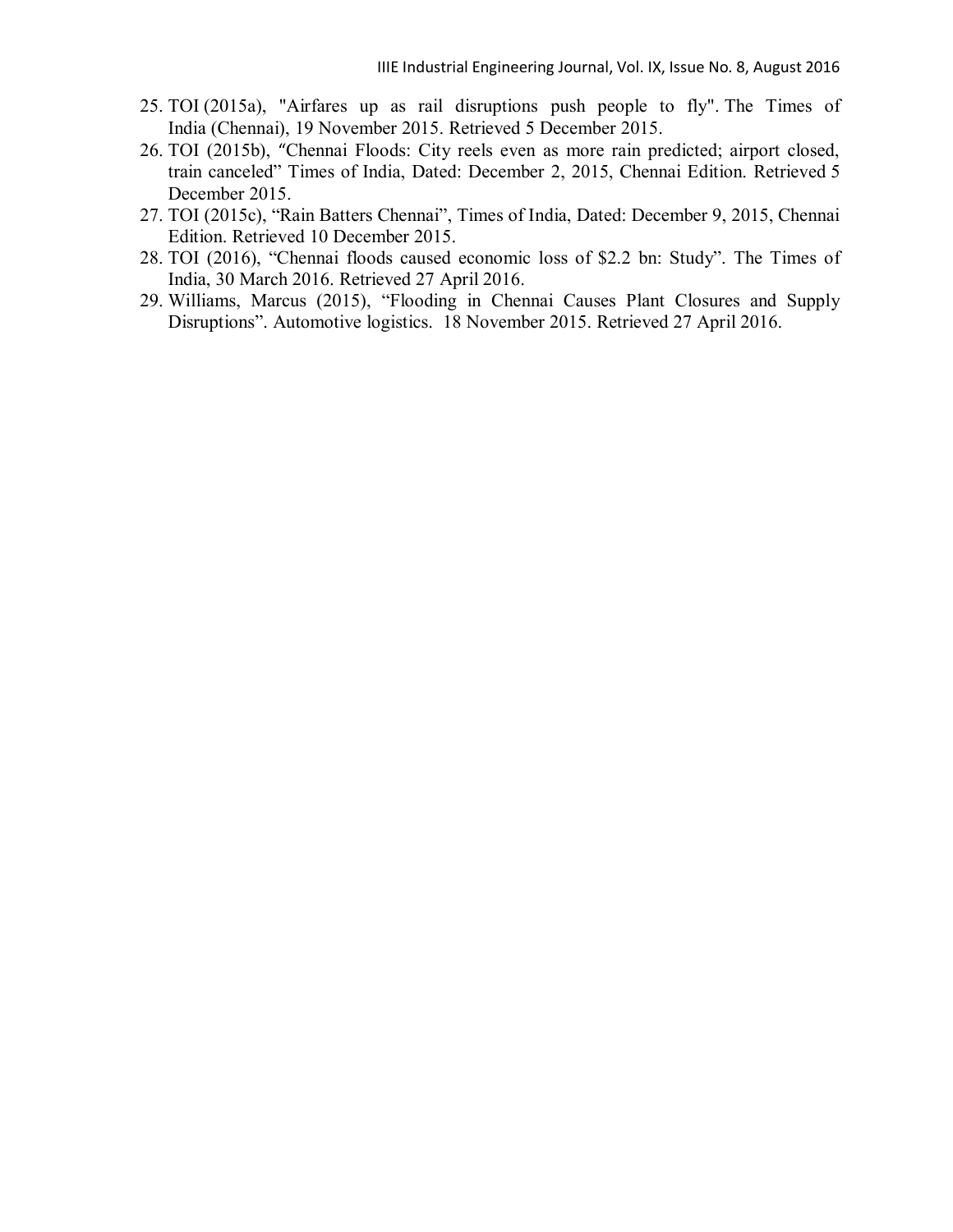25. TOI (2015a), "Airfares up as rail disruptions push people to fly". The Times of India (Chennai), 19 November 2015. Retrieved 5 December 2015.
26. TOI (2015b), "Chennai Floods: City reels even as more rain predicted; airport closed, train canceled" Times of India, Dated: December 2, 2015, Chennai Edition. Retrieved 5 December 2015.
27. TOI (2015c), "Rain Batters Chennai", Times of India, Dated: December 9, 2015, Chennai Edition. Retrieved 10 December 2015.
28. TOI (2016), "Chennai floods caused economic loss of $2.2 bn: Study". The Times of India, 30 March 2016. Retrieved 27 April 2016.
29. Williams, Marcus (2015), "Flooding in Chennai Causes Plant Closures and Supply Disruptions". Automotive logistics. 18 November 2015. Retrieved 27 April 2016.